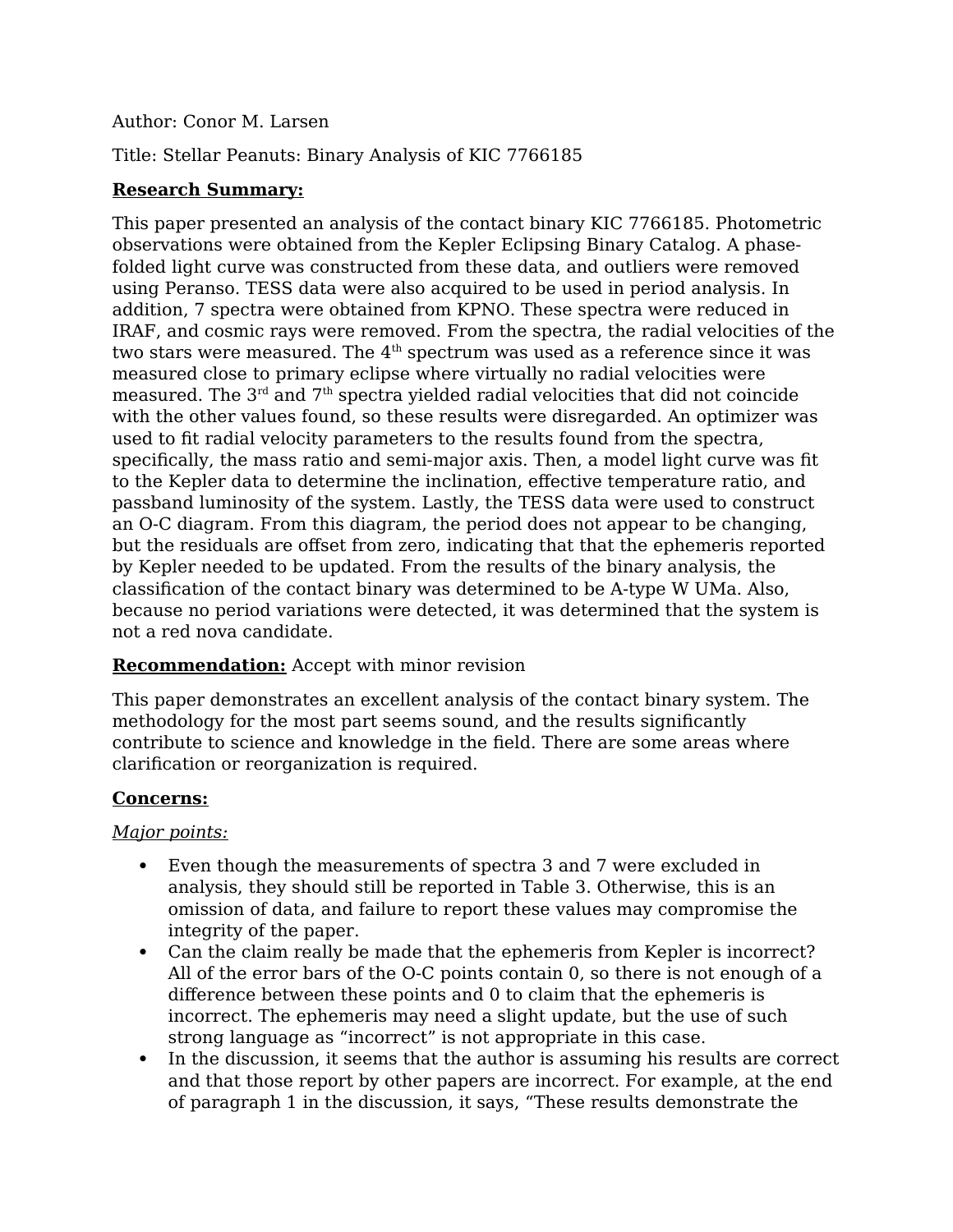Author: Conor M. Larsen

Title: Stellar Peanuts: Binary Analysis of KIC 7766185

**Research Summary:**

This paper presented an analysis of the contact binary KIC 7766185. Photometric observations were obtained from the Kepler Eclipsing Binary Catalog. A phase-folded light curve was constructed from these data, and outliers were removed using Peranso. TESS data were also acquired to be used in period analysis. In addition, 7 spectra were obtained from KPNO. These spectra were reduced in IRAF, and cosmic rays were removed. From the spectra, the radial velocities of the two stars were measured. The 4th spectrum was used as a reference since it was measured close to primary eclipse where virtually no radial velocities were measured. The 3rd and 7th spectra yielded radial velocities that did not coincide with the other values found, so these results were disregarded. An optimizer was used to fit radial velocity parameters to the results found from the spectra, specifically, the mass ratio and semi-major axis. Then, a model light curve was fit to the Kepler data to determine the inclination, effective temperature ratio, and passband luminosity of the system. Lastly, the TESS data were used to construct an O-C diagram. From this diagram, the period does not appear to be changing, but the residuals are offset from zero, indicating that that the ephemeris reported by Kepler needed to be updated. From the results of the binary analysis, the classification of the contact binary was determined to be A-type W UMa. Also, because no period variations were detected, it was determined that the system is not a red nova candidate.

**Recommendation:** Accept with minor revision

This paper demonstrates an excellent analysis of the contact binary system. The methodology for the most part seems sound, and the results significantly contribute to science and knowledge in the field. There are some areas where clarification or reorganization is required.

**Concerns:**

*Major points:*

- Even though the measurements of spectra 3 and 7 were excluded in analysis, they should still be reported in Table 3. Otherwise, this is an omission of data, and failure to report these values may compromise the integrity of the paper.
- Can the claim really be made that the ephemeris from Kepler is incorrect? All of the error bars of the O-C points contain 0, so there is not enough of a difference between these points and 0 to claim that the ephemeris is incorrect. The ephemeris may need a slight update, but the use of such strong language as "incorrect" is not appropriate in this case.
- In the discussion, it seems that the author is assuming his results are correct and that those report by other papers are incorrect. For example, at the end of paragraph 1 in the discussion, it says, "These results demonstrate the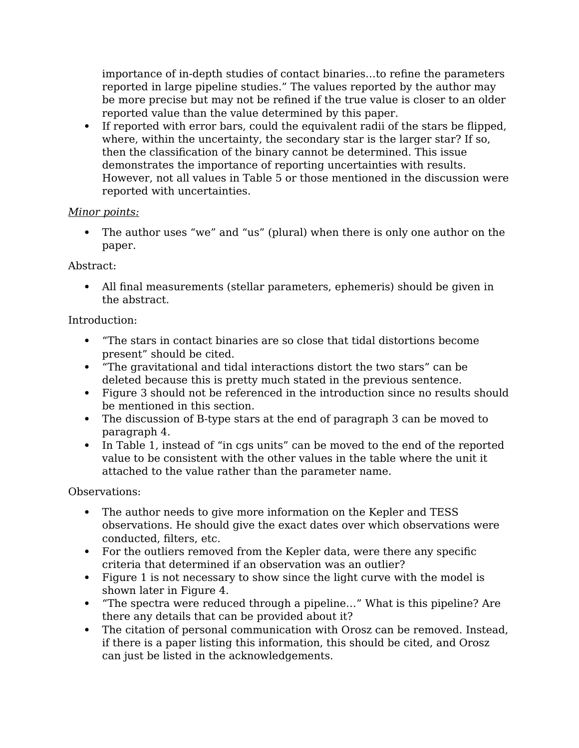importance of in-depth studies of contact binaries…to refine the parameters reported in large pipeline studies." The values reported by the author may be more precise but may not be refined if the true value is closer to an older reported value than the value determined by this paper.

- If reported with error bars, could the equivalent radii of the stars be flipped, where, within the uncertainty, the secondary star is the larger star? If so, then the classification of the binary cannot be determined. This issue demonstrates the importance of reporting uncertainties with results. However, not all values in Table 5 or those mentioned in the discussion were reported with uncertainties.

*Minor points:*

- The author uses "we" and "us" (plural) when there is only one author on the paper.

Abstract:

- All final measurements (stellar parameters, ephemeris) should be given in the abstract.

Introduction:

- "The stars in contact binaries are so close that tidal distortions become present" should be cited.
- "The gravitational and tidal interactions distort the two stars" can be deleted because this is pretty much stated in the previous sentence.
- Figure 3 should not be referenced in the introduction since no results should be mentioned in this section.
- The discussion of B-type stars at the end of paragraph 3 can be moved to paragraph 4.
- In Table 1, instead of "in cgs units" can be moved to the end of the reported value to be consistent with the other values in the table where the unit it attached to the value rather than the parameter name.

Observations:

- The author needs to give more information on the Kepler and TESS observations. He should give the exact dates over which observations were conducted, filters, etc.
- For the outliers removed from the Kepler data, were there any specific criteria that determined if an observation was an outlier?
- Figure 1 is not necessary to show since the light curve with the model is shown later in Figure 4.
- "The spectra were reduced through a pipeline…" What is this pipeline? Are there any details that can be provided about it?
- The citation of personal communication with Orosz can be removed. Instead, if there is a paper listing this information, this should be cited, and Orosz can just be listed in the acknowledgements.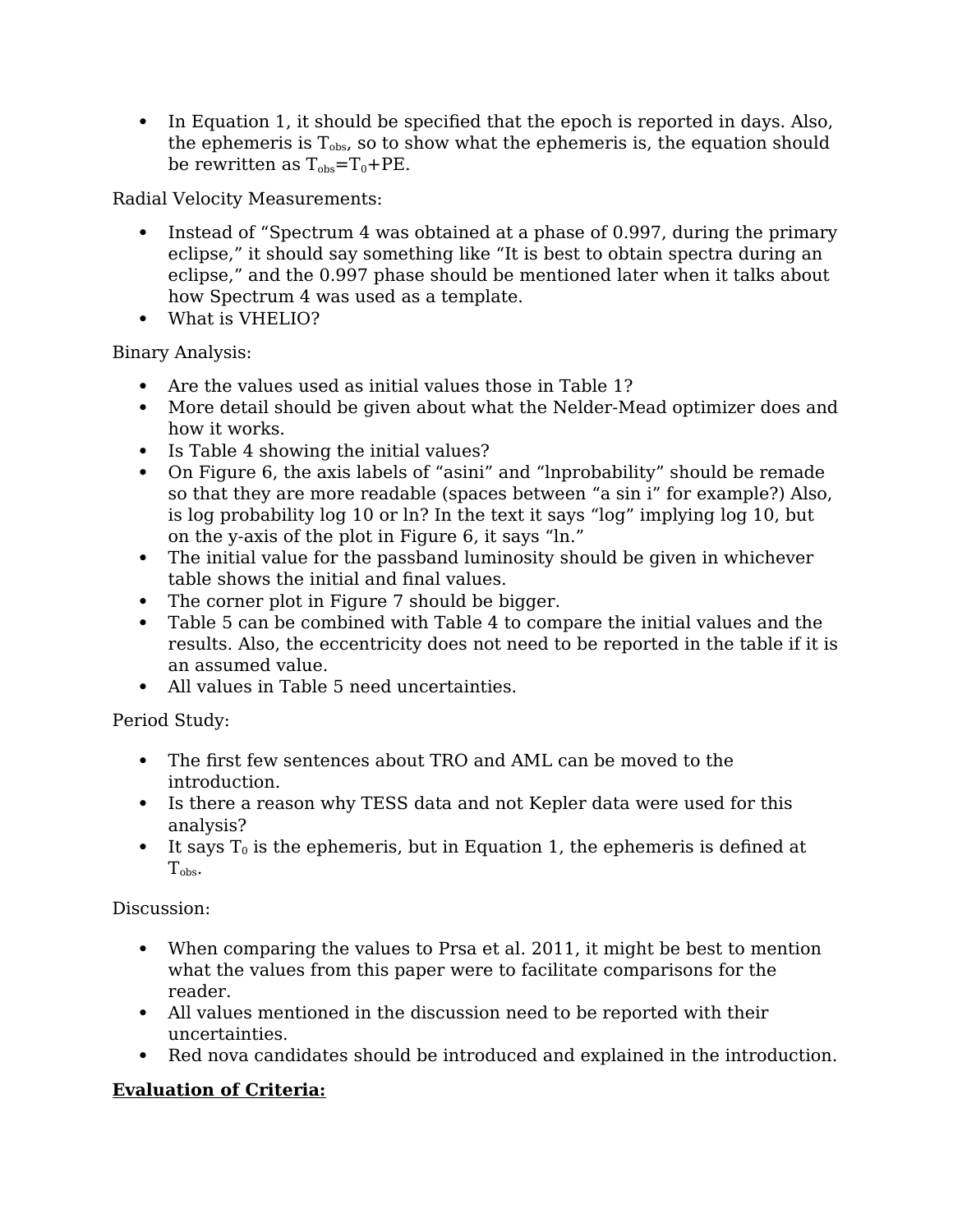- In Equation 1, it should be specified that the epoch is reported in days. Also, the ephemeris is $T_{obs}$, so to show what the ephemeris is, the equation should be rewritten as $T_{obs}=T_0+PE$.

Radial Velocity Measurements:

- Instead of "Spectrum 4 was obtained at a phase of 0.997, during the primary eclipse," it should say something like "It is best to obtain spectra during an eclipse," and the 0.997 phase should be mentioned later when it talks about how Spectrum 4 was used as a template.
- What is VHELIO?

Binary Analysis:

- Are the values used as initial values those in Table 1?
- More detail should be given about what the Nelder-Mead optimizer does and how it works.
- Is Table 4 showing the initial values?
- On Figure 6, the axis labels of "asini" and "lnprobability" should be remade so that they are more readable (spaces between "a sin i" for example?) Also, is log probability log 10 or ln? In the text it says "log" implying log 10, but on the y-axis of the plot in Figure 6, it says "ln."
- The initial value for the passband luminosity should be given in whichever table shows the initial and final values.
- The corner plot in Figure 7 should be bigger.
- Table 5 can be combined with Table 4 to compare the initial values and the results. Also, the eccentricity does not need to be reported in the table if it is an assumed value.
- All values in Table 5 need uncertainties.

Period Study:

- The first few sentences about TRO and AML can be moved to the introduction.
- Is there a reason why TESS data and not Kepler data were used for this analysis?
- It says $T_0$ is the ephemeris, but in Equation 1, the ephemeris is defined at $T_{obs}$.

Discussion:

- When comparing the values to Prsa et al. 2011, it might be best to mention what the values from this paper were to facilitate comparisons for the reader.
- All values mentioned in the discussion need to be reported with their uncertainties.
- Red nova candidates should be introduced and explained in the introduction.

**Evaluation of Criteria:**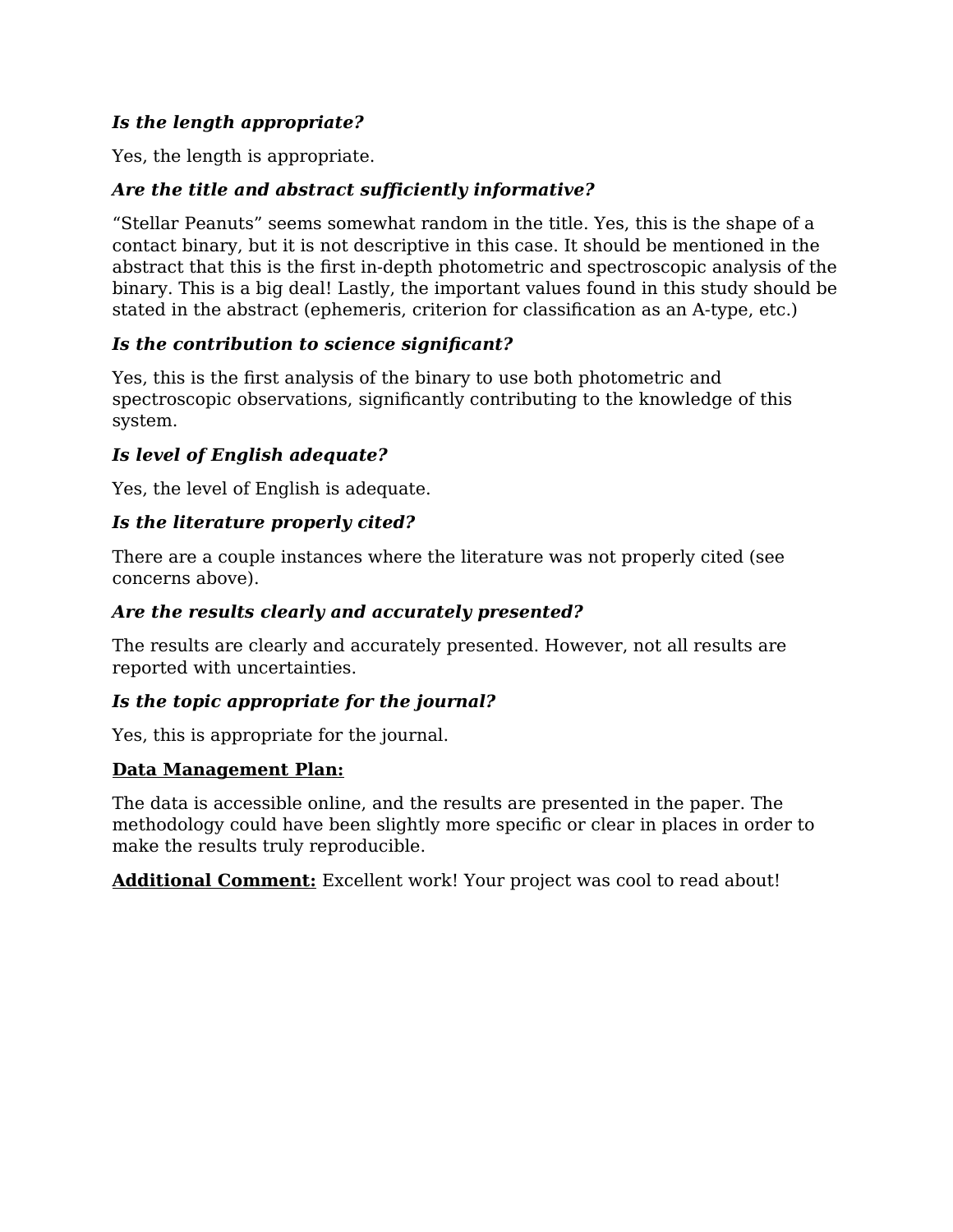***Is the length appropriate?***

Yes, the length is appropriate.

***Are the title and abstract sufficiently informative?***

“Stellar Peanuts” seems somewhat random in the title. Yes, this is the shape of a contact binary, but it is not descriptive in this case. It should be mentioned in the abstract that this is the first in-depth photometric and spectroscopic analysis of the binary. This is a big deal! Lastly, the important values found in this study should be stated in the abstract (ephemeris, criterion for classification as an A-type, etc.)

***Is the contribution to science significant?***

Yes, this is the first analysis of the binary to use both photometric and spectroscopic observations, significantly contributing to the knowledge of this system.

***Is level of English adequate?***

Yes, the level of English is adequate.

***Is the literature properly cited?***

There are a couple instances where the literature was not properly cited (see concerns above).

***Are the results clearly and accurately presented?***

The results are clearly and accurately presented. However, not all results are reported with uncertainties.

***Is the topic appropriate for the journal?***

Yes, this is appropriate for the journal.

**Data Management Plan:**

The data is accessible online, and the results are presented in the paper. The methodology could have been slightly more specific or clear in places in order to make the results truly reproducible.

**Additional Comment:** Excellent work! Your project was cool to read about!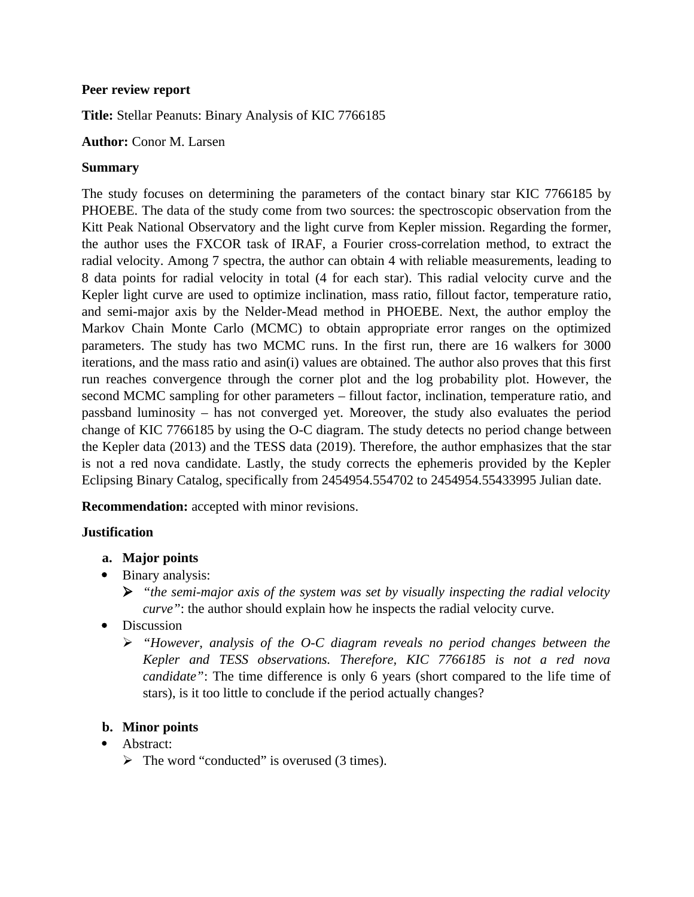**Peer review report**

**Title:** Stellar Peanuts: Binary Analysis of KIC 7766185

**Author:** Conor M. Larsen

**Summary**

The study focuses on determining the parameters of the contact binary star KIC 7766185 by PHOEBE. The data of the study come from two sources: the spectroscopic observation from the Kitt Peak National Observatory and the light curve from Kepler mission. Regarding the former, the author uses the FXCOR task of IRAF, a Fourier cross-correlation method, to extract the radial velocity. Among 7 spectra, the author can obtain 4 with reliable measurements, leading to 8 data points for radial velocity in total (4 for each star). This radial velocity curve and the Kepler light curve are used to optimize inclination, mass ratio, fillout factor, temperature ratio, and semi-major axis by the Nelder-Mead method in PHOEBE. Next, the author employ the Markov Chain Monte Carlo (MCMC) to obtain appropriate error ranges on the optimized parameters. The study has two MCMC runs. In the first run, there are 16 walkers for 3000 iterations, and the mass ratio and asin(i) values are obtained. The author also proves that this first run reaches convergence through the corner plot and the log probability plot. However, the second MCMC sampling for other parameters – fillout factor, inclination, temperature ratio, and passband luminosity – has not converged yet. Moreover, the study also evaluates the period change of KIC 7766185 by using the O-C diagram. The study detects no period change between the Kepler data (2013) and the TESS data (2019). Therefore, the author emphasizes that the star is not a red nova candidate. Lastly, the study corrects the ephemeris provided by the Kepler Eclipsing Binary Catalog, specifically from 2454954.554702 to 2454954.55433995 Julian date.

**Recommendation:** accepted with minor revisions.

**Justification**

**a. Major points**

- Binary analysis:
  - *"the semi-major axis of the system was set by visually inspecting the radial velocity curve"*: the author should explain how he inspects the radial velocity curve.
- Discussion
  - *"However, analysis of the O-C diagram reveals no period changes between the Kepler and TESS observations. Therefore, KIC 7766185 is not a red nova candidate"*: The time difference is only 6 years (short compared to the life time of stars), is it too little to conclude if the period actually changes?

**b. Minor points**

- Abstract:
  - The word "conducted" is overused (3 times).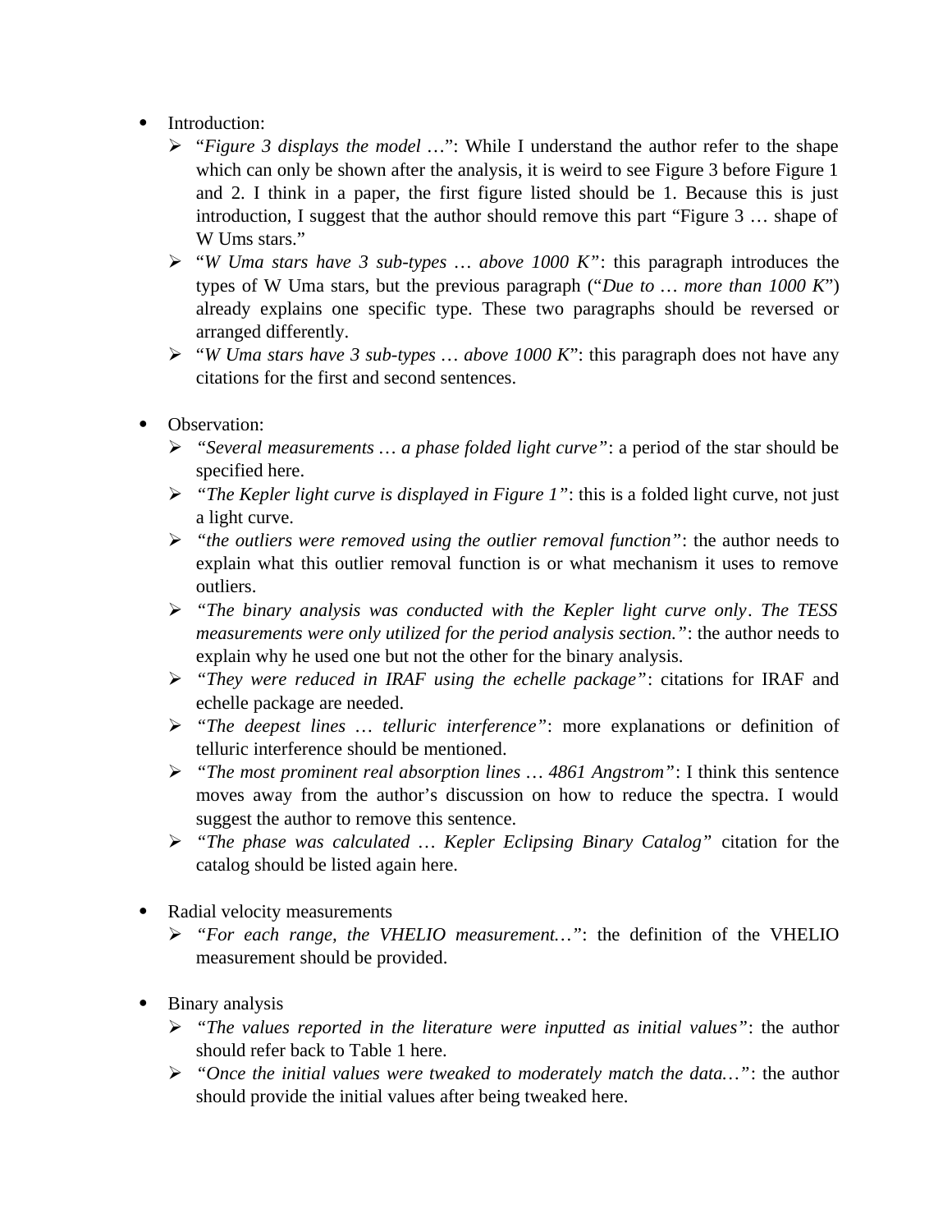- Introduction:
  - "*Figure 3 displays the model …*": While I understand the author refer to the shape which can only be shown after the analysis, it is weird to see Figure 3 before Figure 1 and 2. I think in a paper, the first figure listed should be 1. Because this is just introduction, I suggest that the author should remove this part "Figure 3 … shape of W Ums stars."
  - "*W Uma stars have 3 sub-types … above 1000 K*": this paragraph introduces the types of W Uma stars, but the previous paragraph ("*Due to … more than 1000 K*") already explains one specific type. These two paragraphs should be reversed or arranged differently.
  - "*W Uma stars have 3 sub-types … above 1000 K*": this paragraph does not have any citations for the first and second sentences.

- Observation:
  - *"Several measurements … a phase folded light curve"*: a period of the star should be specified here.
  - *"The Kepler light curve is displayed in Figure 1"*: this is a folded light curve, not just a light curve.
  - *"the outliers were removed using the outlier removal function"*: the author needs to explain what this outlier removal function is or what mechanism it uses to remove outliers.
  - *"The binary analysis was conducted with the Kepler light curve only. The TESS measurements were only utilized for the period analysis section."*: the author needs to explain why he used one but not the other for the binary analysis.
  - *"They were reduced in IRAF using the echelle package"*: citations for IRAF and echelle package are needed.
  - *"The deepest lines … telluric interference"*: more explanations or definition of telluric interference should be mentioned.
  - *"The most prominent real absorption lines … 4861 Angstrom"*: I think this sentence moves away from the author's discussion on how to reduce the spectra. I would suggest the author to remove this sentence.
  - *"The phase was calculated … Kepler Eclipsing Binary Catalog"* citation for the catalog should be listed again here.

- Radial velocity measurements
  - *"For each range, the VHELIO measurement…"*: the definition of the VHELIO measurement should be provided.

- Binary analysis
  - *"The values reported in the literature were inputted as initial values"*: the author should refer back to Table 1 here.
  - *"Once the initial values were tweaked to moderately match the data…"*: the author should provide the initial values after being tweaked here.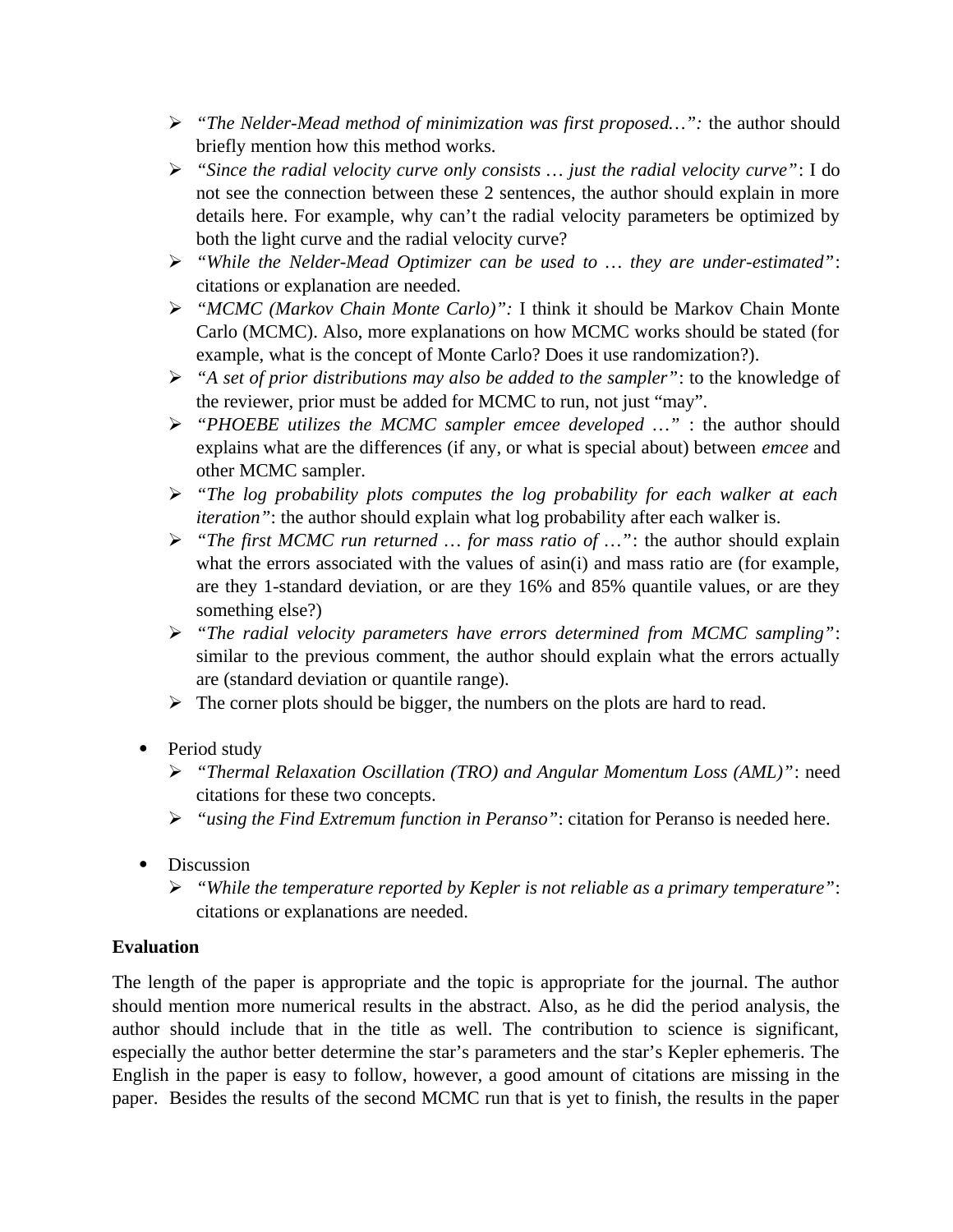- *"The Nelder-Mead method of minimization was first proposed…":* the author should briefly mention how this method works.
- *"Since the radial velocity curve only consists … just the radial velocity curve"*: I do not see the connection between these 2 sentences, the author should explain in more details here. For example, why can't the radial velocity parameters be optimized by both the light curve and the radial velocity curve?
- *"While the Nelder-Mead Optimizer can be used to … they are under-estimated"*: citations or explanation are needed.
- *"MCMC (Markov Chain Monte Carlo)":* I think it should be Markov Chain Monte Carlo (MCMC). Also, more explanations on how MCMC works should be stated (for example, what is the concept of Monte Carlo? Does it use randomization?).
- *"A set of prior distributions may also be added to the sampler"*: to the knowledge of the reviewer, prior must be added for MCMC to run, not just "may".
- *"PHOEBE utilizes the MCMC sampler emcee developed …"* : the author should explains what are the differences (if any, or what is special about) between *emcee* and other MCMC sampler.
- *"The log probability plots computes the log probability for each walker at each iteration"*: the author should explain what log probability after each walker is.
- *"The first MCMC run returned … for mass ratio of …"*: the author should explain what the errors associated with the values of asin(i) and mass ratio are (for example, are they 1-standard deviation, or are they 16% and 85% quantile values, or are they something else?)
- *"The radial velocity parameters have errors determined from MCMC sampling"*: similar to the previous comment, the author should explain what the errors actually are (standard deviation or quantile range).
- The corner plots should be bigger, the numbers on the plots are hard to read.

- Period study
  - *"Thermal Relaxation Oscillation (TRO) and Angular Momentum Loss (AML)"*: need citations for these two concepts.
  - *"using the Find Extremum function in Peranso"*: citation for Peranso is needed here.

- Discussion
  - *"While the temperature reported by Kepler is not reliable as a primary temperature"*: citations or explanations are needed.

**Evaluation**

The length of the paper is appropriate and the topic is appropriate for the journal. The author should mention more numerical results in the abstract. Also, as he did the period analysis, the author should include that in the title as well. The contribution to science is significant, especially the author better determine the star's parameters and the star's Kepler ephemeris. The English in the paper is easy to follow, however, a good amount of citations are missing in the paper. Besides the results of the second MCMC run that is yet to finish, the results in the paper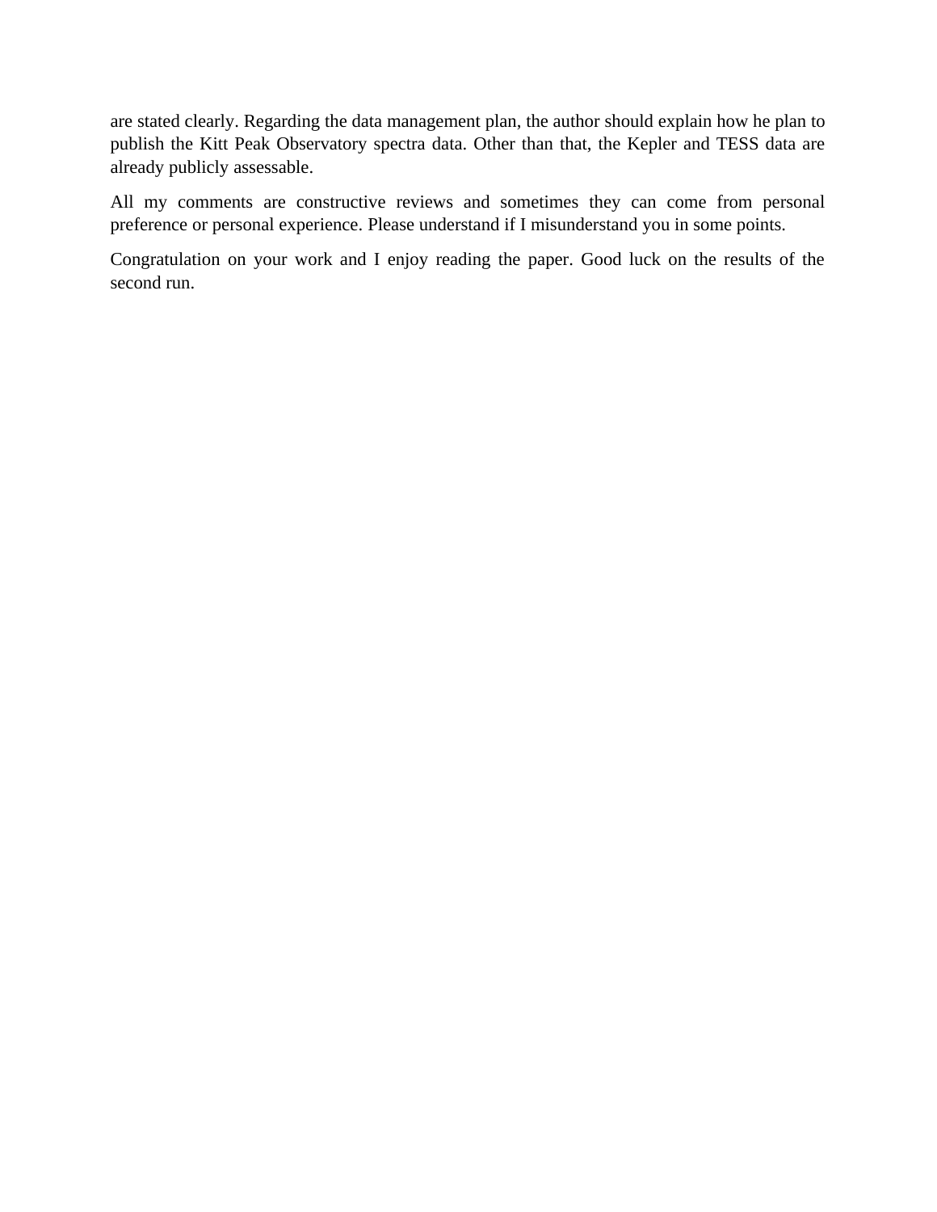are stated clearly. Regarding the data management plan, the author should explain how he plan to publish the Kitt Peak Observatory spectra data. Other than that, the Kepler and TESS data are already publicly assessable.

All my comments are constructive reviews and sometimes they can come from personal preference or personal experience. Please understand if I misunderstand you in some points.

Congratulation on your work and I enjoy reading the paper. Good luck on the results of the second run.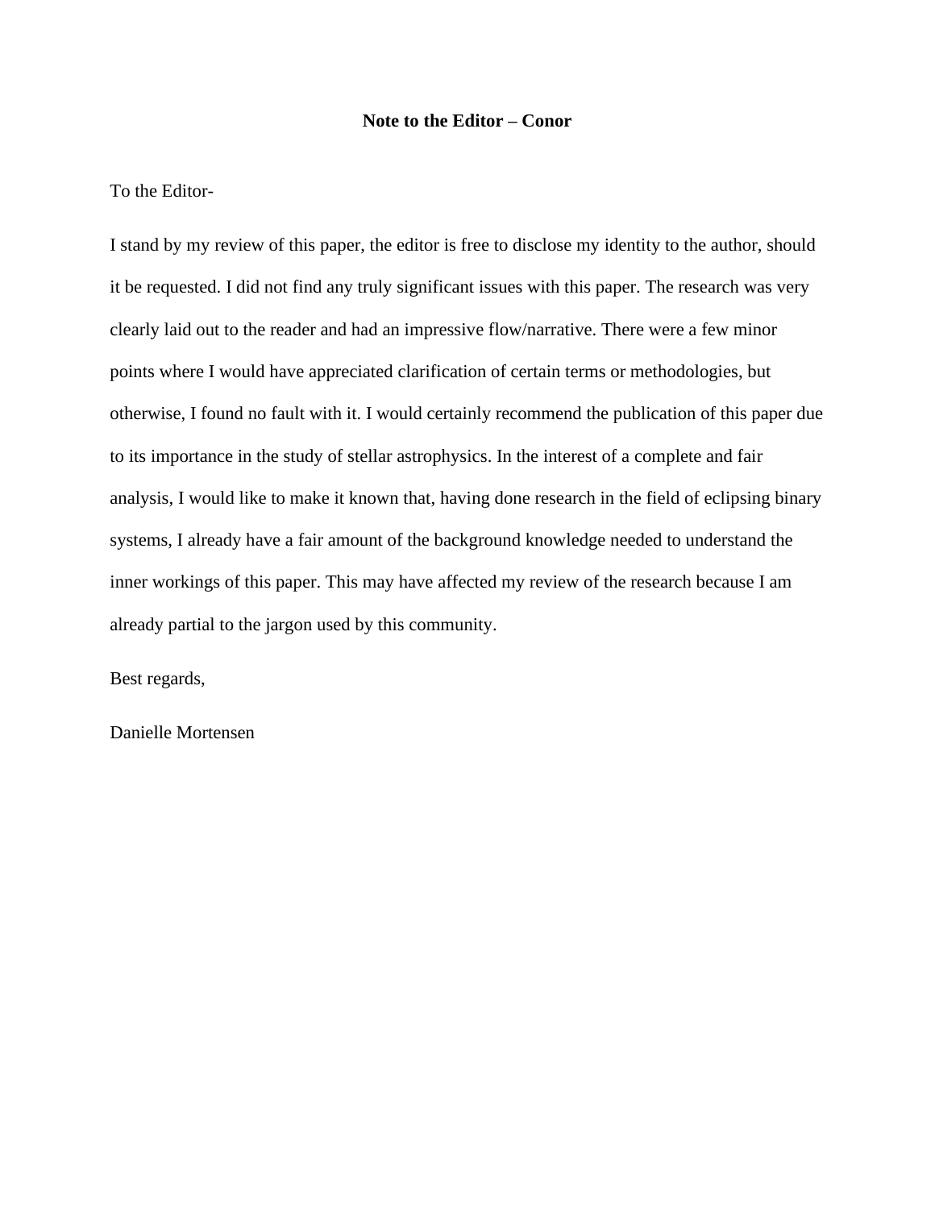**Note to the Editor – Conor**

To the Editor-

I stand by my review of this paper, the editor is free to disclose my identity to the author, should it be requested. I did not find any truly significant issues with this paper. The research was very clearly laid out to the reader and had an impressive flow/narrative. There were a few minor points where I would have appreciated clarification of certain terms or methodologies, but otherwise, I found no fault with it. I would certainly recommend the publication of this paper due to its importance in the study of stellar astrophysics. In the interest of a complete and fair analysis, I would like to make it known that, having done research in the field of eclipsing binary systems, I already have a fair amount of the background knowledge needed to understand the inner workings of this paper. This may have affected my review of the research because I am already partial to the jargon used by this community.

Best regards,

Danielle Mortensen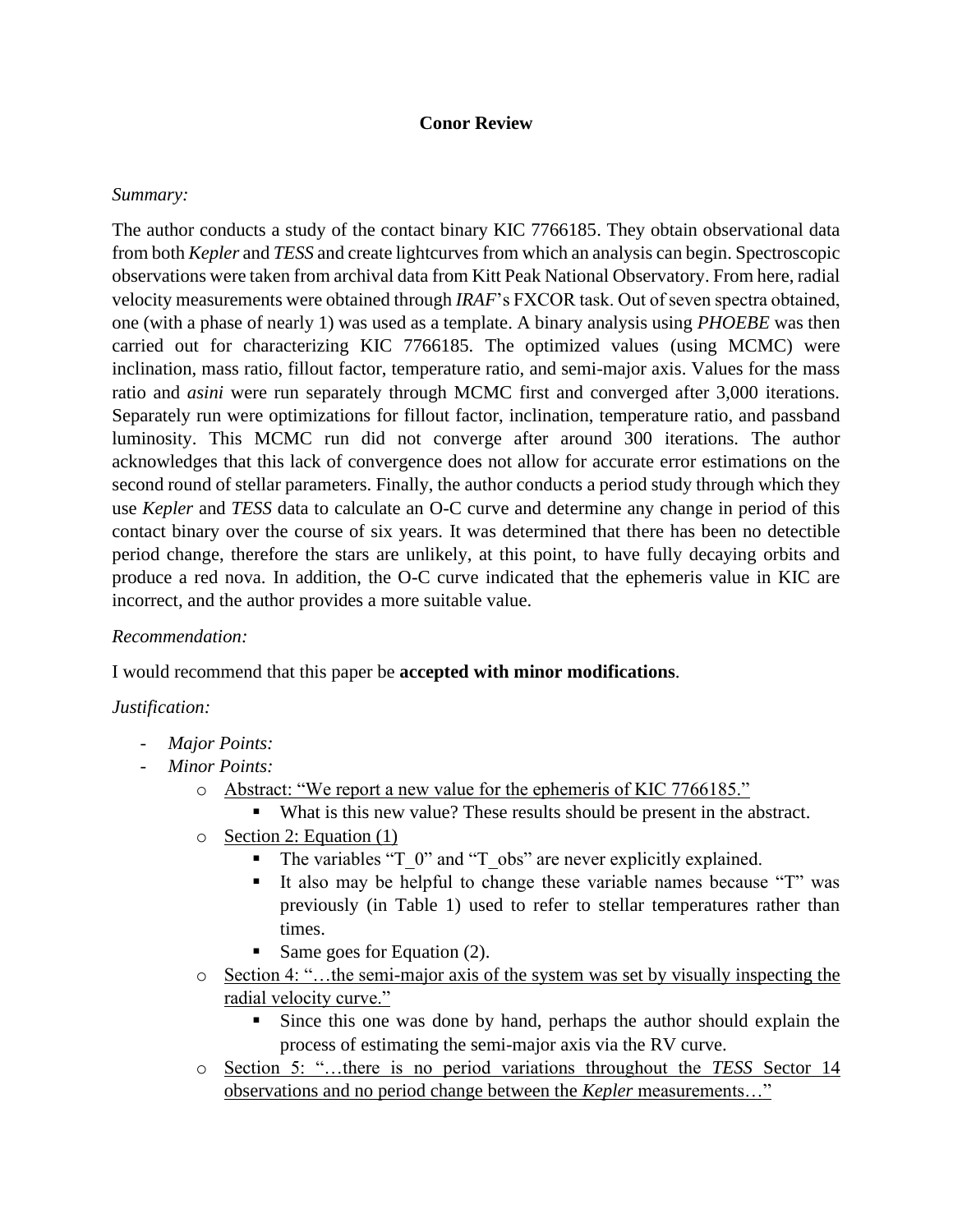**Conor Review**

*Summary:*

The author conducts a study of the contact binary KIC 7766185. They obtain observational data from both *Kepler* and *TESS* and create lightcurves from which an analysis can begin. Spectroscopic observations were taken from archival data from Kitt Peak National Observatory. From here, radial velocity measurements were obtained through *IRAF*'s FXCOR task. Out of seven spectra obtained, one (with a phase of nearly 1) was used as a template. A binary analysis using *PHOEBE* was then carried out for characterizing KIC 7766185. The optimized values (using MCMC) were inclination, mass ratio, fillout factor, temperature ratio, and semi-major axis. Values for the mass ratio and *asini* were run separately through MCMC first and converged after 3,000 iterations. Separately run were optimizations for fillout factor, inclination, temperature ratio, and passband luminosity. This MCMC run did not converge after around 300 iterations. The author acknowledges that this lack of convergence does not allow for accurate error estimations on the second round of stellar parameters. Finally, the author conducts a period study through which they use *Kepler* and *TESS* data to calculate an O-C curve and determine any change in period of this contact binary over the course of six years. It was determined that there has been no detectible period change, therefore the stars are unlikely, at this point, to have fully decaying orbits and produce a red nova. In addition, the O-C curve indicated that the ephemeris value in KIC are incorrect, and the author provides a more suitable value.

*Recommendation:*

I would recommend that this paper be **accepted with minor modifications**.

*Justification:*

- *Major Points:*
- *Minor Points:*
  - Abstract: "We report a new value for the ephemeris of KIC 7766185."
    - What is this new value? These results should be present in the abstract.
  - Section 2: Equation (1)
    - The variables "T_0" and "T_obs" are never explicitly explained.
    - It also may be helpful to change these variable names because "T" was previously (in Table 1) used to refer to stellar temperatures rather than times.
    - Same goes for Equation (2).
  - Section 4: "…the semi-major axis of the system was set by visually inspecting the radial velocity curve."
    - Since this one was done by hand, perhaps the author should explain the process of estimating the semi-major axis via the RV curve.
  - Section 5: "…there is no period variations throughout the *TESS* Sector 14 observations and no period change between the *Kepler* measurements…"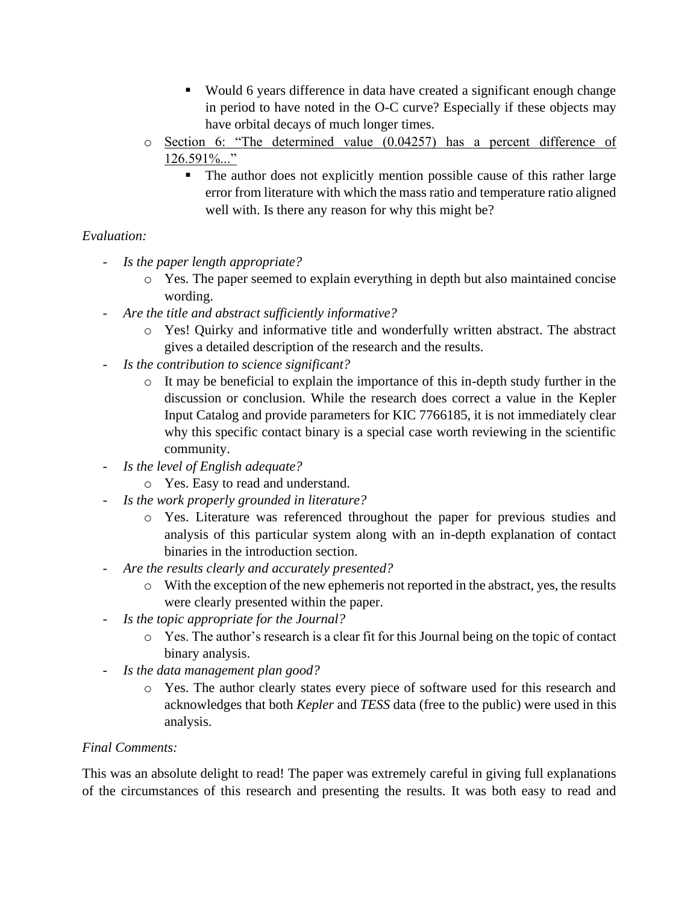- Would 6 years difference in data have created a significant enough change in period to have noted in the O-C curve? Especially if these objects may have orbital decays of much longer times.
  - Section 6: "The determined value (0.04257) has a percent difference of 126.591%..."
      - The author does not explicitly mention possible cause of this rather large error from literature with which the mass ratio and temperature ratio aligned well with. Is there any reason for why this might be?

*Evaluation:*

- *Is the paper length appropriate?*
  - Yes. The paper seemed to explain everything in depth but also maintained concise wording.
- *Are the title and abstract sufficiently informative?*
  - Yes! Quirky and informative title and wonderfully written abstract. The abstract gives a detailed description of the research and the results.
- *Is the contribution to science significant?*
  - It may be beneficial to explain the importance of this in-depth study further in the discussion or conclusion. While the research does correct a value in the Kepler Input Catalog and provide parameters for KIC 7766185, it is not immediately clear why this specific contact binary is a special case worth reviewing in the scientific community.
- *Is the level of English adequate?*
  - Yes. Easy to read and understand.
- *Is the work properly grounded in literature?*
  - Yes. Literature was referenced throughout the paper for previous studies and analysis of this particular system along with an in-depth explanation of contact binaries in the introduction section.
- *Are the results clearly and accurately presented?*
  - With the exception of the new ephemeris not reported in the abstract, yes, the results were clearly presented within the paper.
- *Is the topic appropriate for the Journal?*
  - Yes. The author's research is a clear fit for this Journal being on the topic of contact binary analysis.
- *Is the data management plan good?*
  - Yes. The author clearly states every piece of software used for this research and acknowledges that both *Kepler* and *TESS* data (free to the public) were used in this analysis.

*Final Comments:*

This was an absolute delight to read! The paper was extremely careful in giving full explanations of the circumstances of this research and presenting the results. It was both easy to read and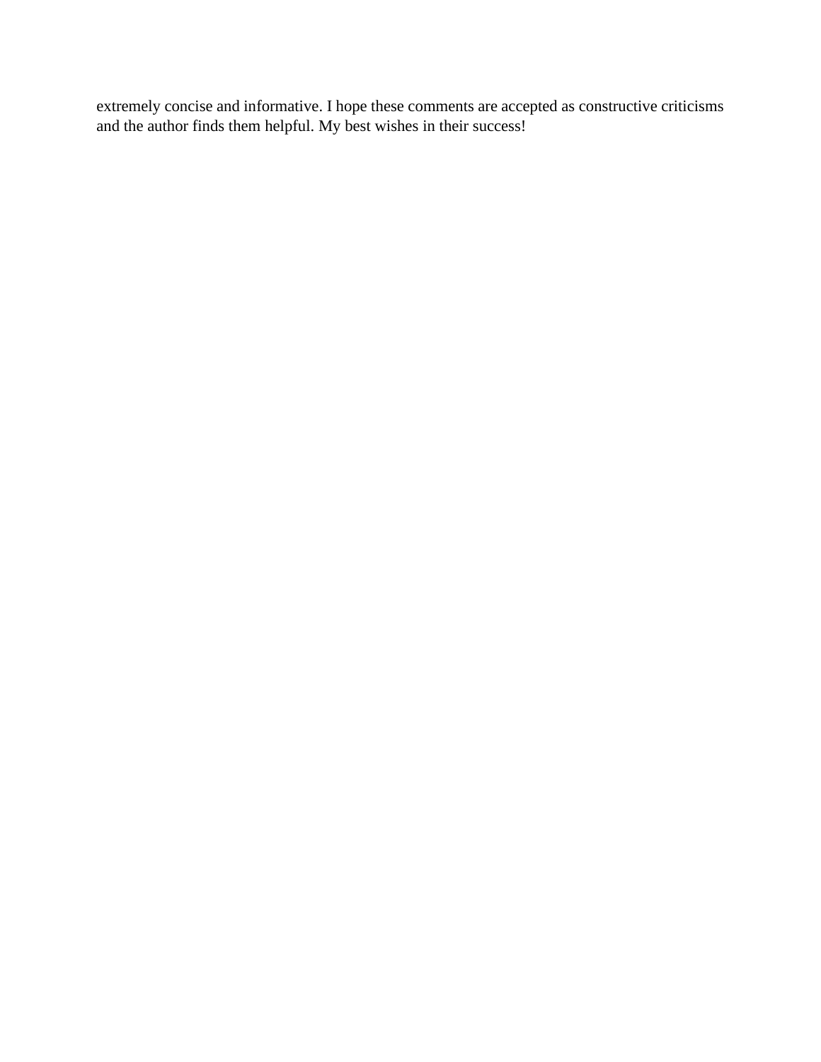extremely concise and informative. I hope these comments are accepted as constructive criticisms and the author finds them helpful. My best wishes in their success!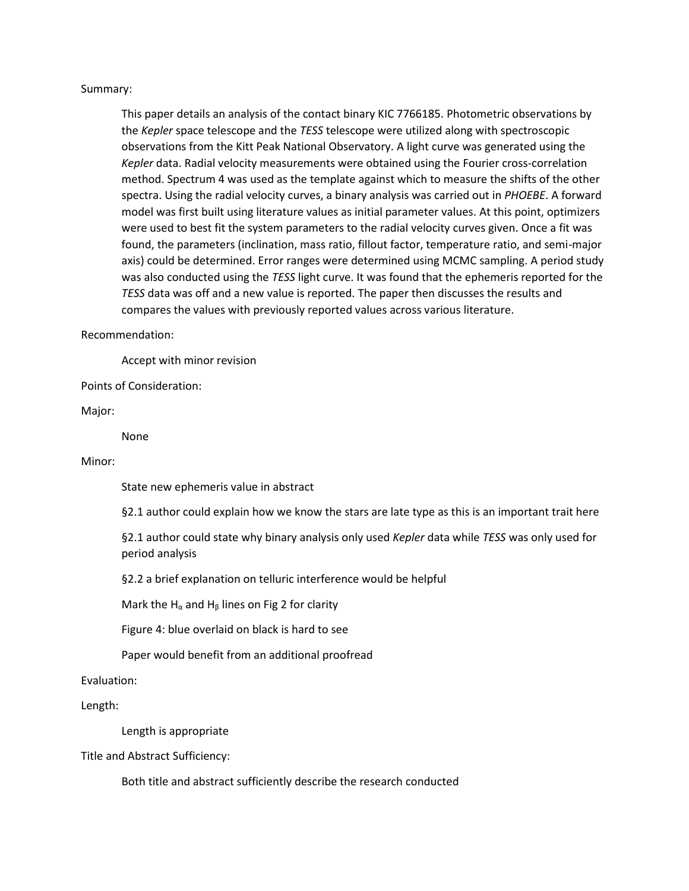Summary:

This paper details an analysis of the contact binary KIC 7766185. Photometric observations by the *Kepler* space telescope and the *TESS* telescope were utilized along with spectroscopic observations from the Kitt Peak National Observatory. A light curve was generated using the *Kepler* data. Radial velocity measurements were obtained using the Fourier cross-correlation method. Spectrum 4 was used as the template against which to measure the shifts of the other spectra. Using the radial velocity curves, a binary analysis was carried out in *PHOEBE*. A forward model was first built using literature values as initial parameter values. At this point, optimizers were used to best fit the system parameters to the radial velocity curves given. Once a fit was found, the parameters (inclination, mass ratio, fillout factor, temperature ratio, and semi-major axis) could be determined. Error ranges were determined using MCMC sampling. A period study was also conducted using the *TESS* light curve. It was found that the ephemeris reported for the *TESS* data was off and a new value is reported. The paper then discusses the results and compares the values with previously reported values across various literature.

Recommendation:

Accept with minor revision

Points of Consideration:

Major:

None

Minor:

State new ephemeris value in abstract

§2.1 author could explain how we know the stars are late type as this is an important trait here

§2.1 author could state why binary analysis only used *Kepler* data while *TESS* was only used for period analysis

§2.2 a brief explanation on telluric interference would be helpful

Mark the $H_\alpha$ and $H_\beta$ lines on Fig 2 for clarity

Figure 4: blue overlaid on black is hard to see

Paper would benefit from an additional proofread

Evaluation:

Length:

Length is appropriate

Title and Abstract Sufficiency:

Both title and abstract sufficiently describe the research conducted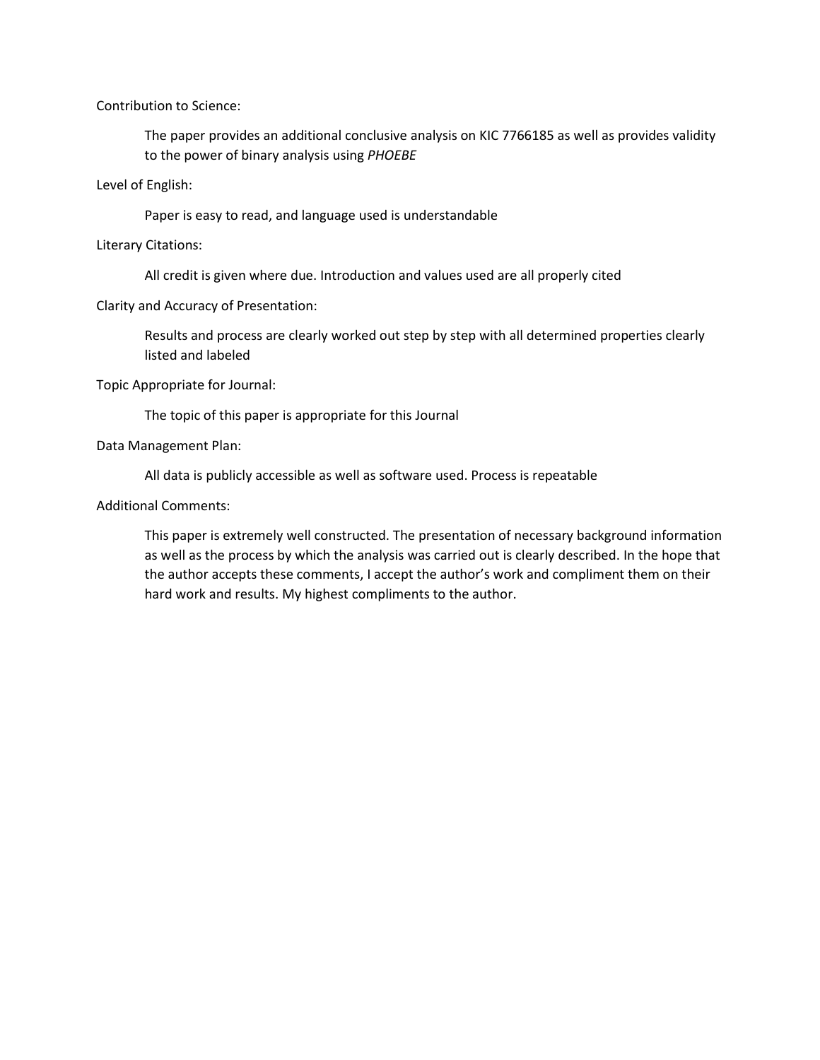Contribution to Science:

The paper provides an additional conclusive analysis on KIC 7766185 as well as provides validity to the power of binary analysis using *PHOEBE*

Level of English:

Paper is easy to read, and language used is understandable

Literary Citations:

All credit is given where due. Introduction and values used are all properly cited

Clarity and Accuracy of Presentation:

Results and process are clearly worked out step by step with all determined properties clearly listed and labeled

Topic Appropriate for Journal:

The topic of this paper is appropriate for this Journal

Data Management Plan:

All data is publicly accessible as well as software used. Process is repeatable

Additional Comments:

This paper is extremely well constructed. The presentation of necessary background information as well as the process by which the analysis was carried out is clearly described. In the hope that the author accepts these comments, I accept the author's work and compliment them on their hard work and results. My highest compliments to the author.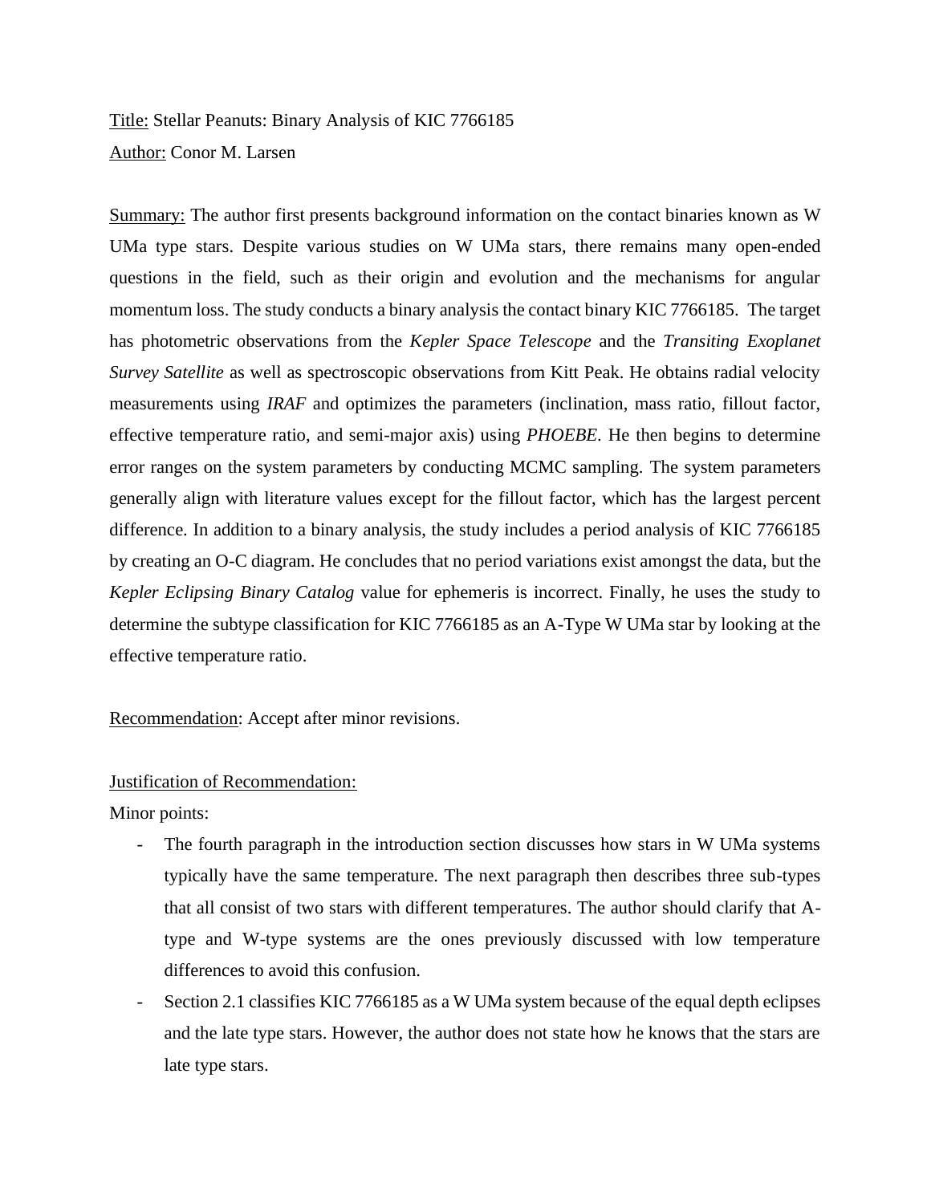Title: Stellar Peanuts: Binary Analysis of KIC 7766185

Author: Conor M. Larsen

Summary: The author first presents background information on the contact binaries known as W UMa type stars. Despite various studies on W UMa stars, there remains many open-ended questions in the field, such as their origin and evolution and the mechanisms for angular momentum loss. The study conducts a binary analysis the contact binary KIC 7766185. The target has photometric observations from the *Kepler Space Telescope* and the *Transiting Exoplanet Survey Satellite* as well as spectroscopic observations from Kitt Peak. He obtains radial velocity measurements using *IRAF* and optimizes the parameters (inclination, mass ratio, fillout factor, effective temperature ratio, and semi-major axis) using *PHOEBE*. He then begins to determine error ranges on the system parameters by conducting MCMC sampling. The system parameters generally align with literature values except for the fillout factor, which has the largest percent difference. In addition to a binary analysis, the study includes a period analysis of KIC 7766185 by creating an O-C diagram. He concludes that no period variations exist amongst the data, but the *Kepler Eclipsing Binary Catalog* value for ephemeris is incorrect. Finally, he uses the study to determine the subtype classification for KIC 7766185 as an A-Type W UMa star by looking at the effective temperature ratio.

Recommendation: Accept after minor revisions.

Justification of Recommendation:

Minor points:

- The fourth paragraph in the introduction section discusses how stars in W UMa systems typically have the same temperature. The next paragraph then describes three sub-types that all consist of two stars with different temperatures. The author should clarify that A-type and W-type systems are the ones previously discussed with low temperature differences to avoid this confusion.
- Section 2.1 classifies KIC 7766185 as a W UMa system because of the equal depth eclipses and the late type stars. However, the author does not state how he knows that the stars are late type stars.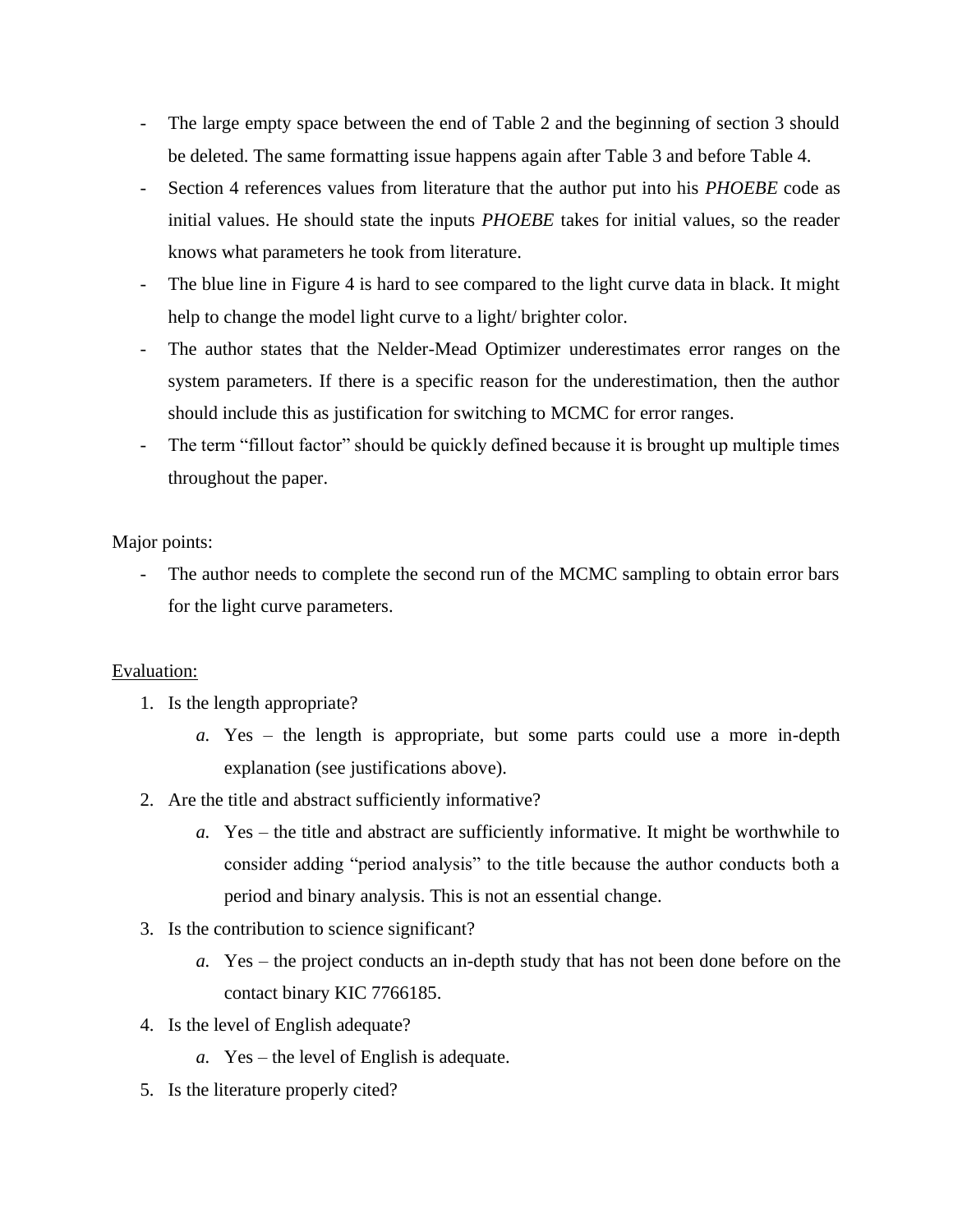- The large empty space between the end of Table 2 and the beginning of section 3 should be deleted. The same formatting issue happens again after Table 3 and before Table 4.
- Section 4 references values from literature that the author put into his *PHOEBE* code as initial values. He should state the inputs *PHOEBE* takes for initial values, so the reader knows what parameters he took from literature.
- The blue line in Figure 4 is hard to see compared to the light curve data in black. It might help to change the model light curve to a light/ brighter color.
- The author states that the Nelder-Mead Optimizer underestimates error ranges on the system parameters. If there is a specific reason for the underestimation, then the author should include this as justification for switching to MCMC for error ranges.
- The term "fillout factor" should be quickly defined because it is brought up multiple times throughout the paper.

Major points:

- The author needs to complete the second run of the MCMC sampling to obtain error bars for the light curve parameters.

<u>Evaluation:</u>

1. Is the length appropriate?
   *a.* Yes – the length is appropriate, but some parts could use a more in-depth explanation (see justifications above).
2. Are the title and abstract sufficiently informative?
   *a.* Yes – the title and abstract are sufficiently informative. It might be worthwhile to consider adding "period analysis" to the title because the author conducts both a period and binary analysis. This is not an essential change.
3. Is the contribution to science significant?
   *a.* Yes – the project conducts an in-depth study that has not been done before on the contact binary KIC 7766185.
4. Is the level of English adequate?
   *a.* Yes – the level of English is adequate.
5. Is the literature properly cited?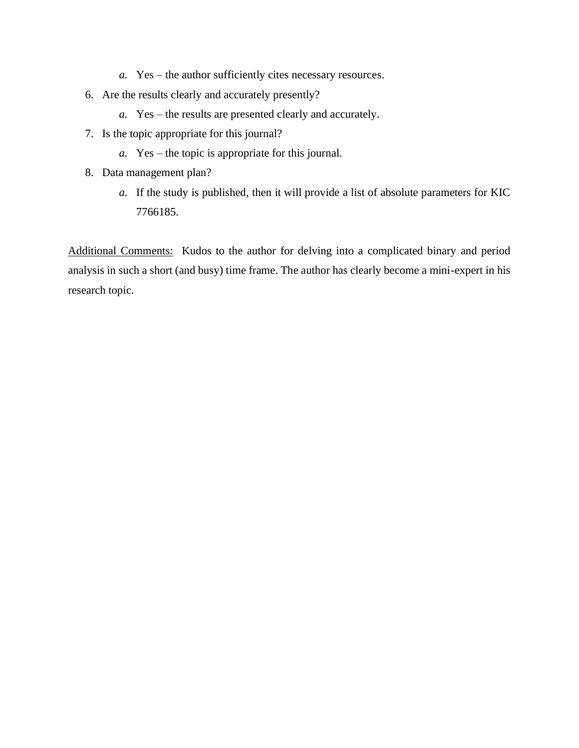*a.* Yes – the author sufficiently cites necessary resources.

6. Are the results clearly and accurately presently?
   *a.* Yes – the results are presented clearly and accurately.
7. Is the topic appropriate for this journal?
   *a.* Yes – the topic is appropriate for this journal.
8. Data management plan?
   *a.* If the study is published, then it will provide a list of absolute parameters for KIC 7766185.

<u>Additional Comments:</u> Kudos to the author for delving into a complicated binary and period analysis in such a short (and busy) time frame. The author has clearly become a mini-expert in his research topic.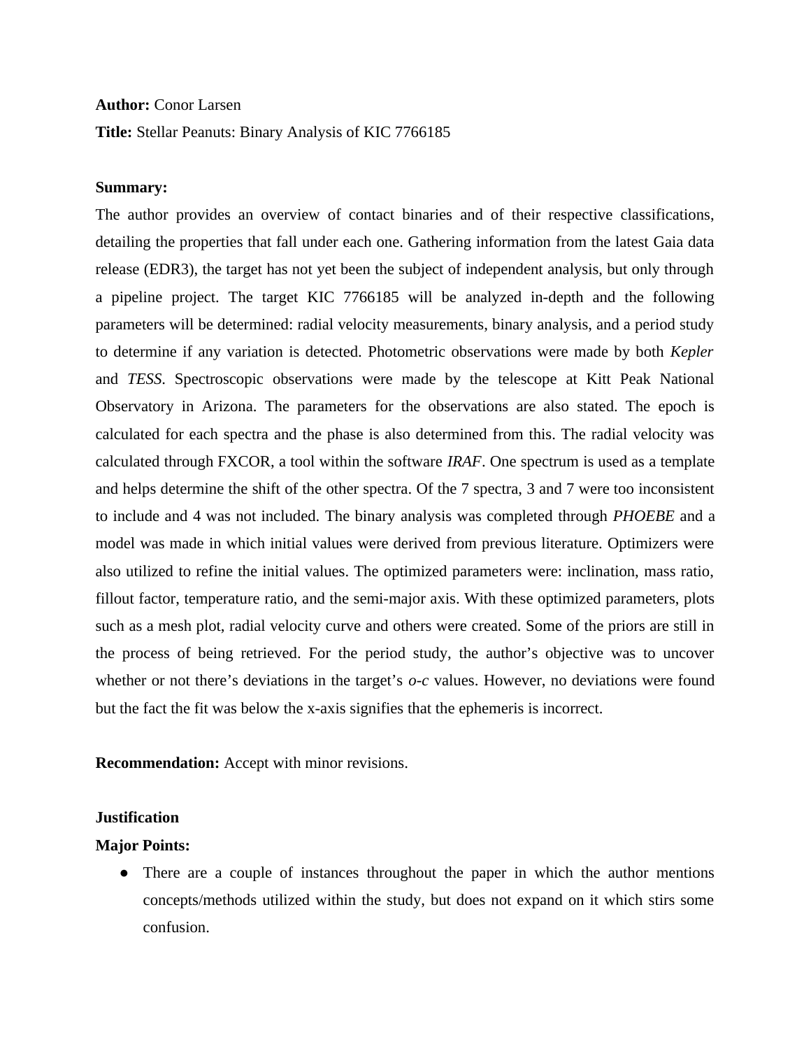**Author:** Conor Larsen

**Title:** Stellar Peanuts: Binary Analysis of KIC 7766185

**Summary:**

The author provides an overview of contact binaries and of their respective classifications, detailing the properties that fall under each one. Gathering information from the latest Gaia data release (EDR3), the target has not yet been the subject of independent analysis, but only through a pipeline project. The target KIC 7766185 will be analyzed in-depth and the following parameters will be determined: radial velocity measurements, binary analysis, and a period study to determine if any variation is detected. Photometric observations were made by both *Kepler* and *TESS*. Spectroscopic observations were made by the telescope at Kitt Peak National Observatory in Arizona. The parameters for the observations are also stated. The epoch is calculated for each spectra and the phase is also determined from this. The radial velocity was calculated through FXCOR, a tool within the software *IRAF*. One spectrum is used as a template and helps determine the shift of the other spectra. Of the 7 spectra, 3 and 7 were too inconsistent to include and 4 was not included. The binary analysis was completed through *PHOEBE* and a model was made in which initial values were derived from previous literature. Optimizers were also utilized to refine the initial values. The optimized parameters were: inclination, mass ratio, fillout factor, temperature ratio, and the semi-major axis. With these optimized parameters, plots such as a mesh plot, radial velocity curve and others were created. Some of the priors are still in the process of being retrieved. For the period study, the author's objective was to uncover whether or not there's deviations in the target's *o-c* values. However, no deviations were found but the fact the fit was below the x-axis signifies that the ephemeris is incorrect.

**Recommendation:** Accept with minor revisions.

**Justification**

**Major Points:**

- There are a couple of instances throughout the paper in which the author mentions concepts/methods utilized within the study, but does not expand on it which stirs some confusion.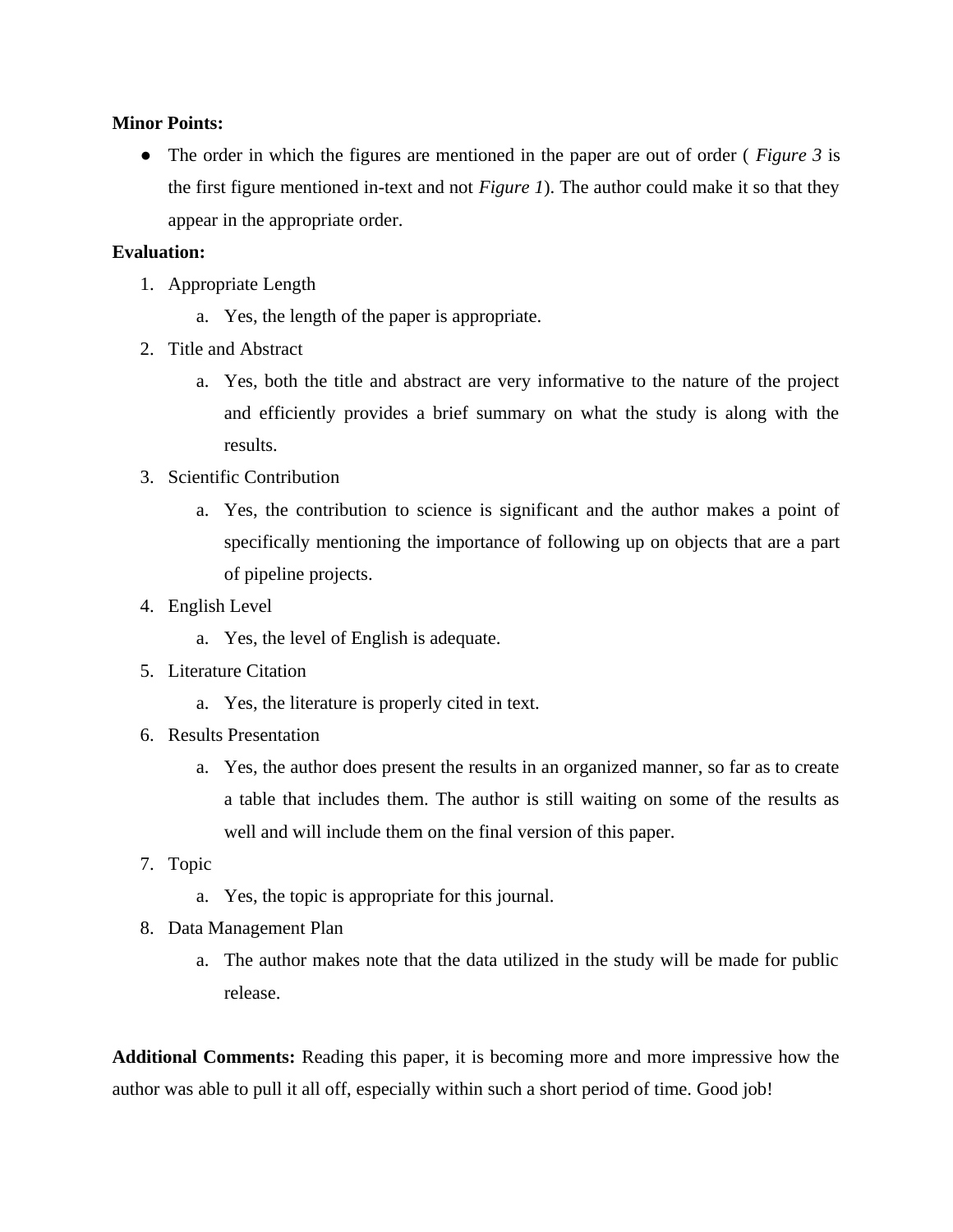**Minor Points:**

- The order in which the figures are mentioned in the paper are out of order ( *Figure 3* is the first figure mentioned in-text and not *Figure 1*). The author could make it so that they appear in the appropriate order.

**Evaluation:**

1. Appropriate Length
   a. Yes, the length of the paper is appropriate.
2. Title and Abstract
   a. Yes, both the title and abstract are very informative to the nature of the project and efficiently provides a brief summary on what the study is along with the results.
3. Scientific Contribution
   a. Yes, the contribution to science is significant and the author makes a point of specifically mentioning the importance of following up on objects that are a part of pipeline projects.
4. English Level
   a. Yes, the level of English is adequate.
5. Literature Citation
   a. Yes, the literature is properly cited in text.
6. Results Presentation
   a. Yes, the author does present the results in an organized manner, so far as to create a table that includes them. The author is still waiting on some of the results as well and will include them on the final version of this paper.
7. Topic
   a. Yes, the topic is appropriate for this journal.
8. Data Management Plan
   a. The author makes note that the data utilized in the study will be made for public release.

**Additional Comments:** Reading this paper, it is becoming more and more impressive how the author was able to pull it all off, especially within such a short period of time. Good job!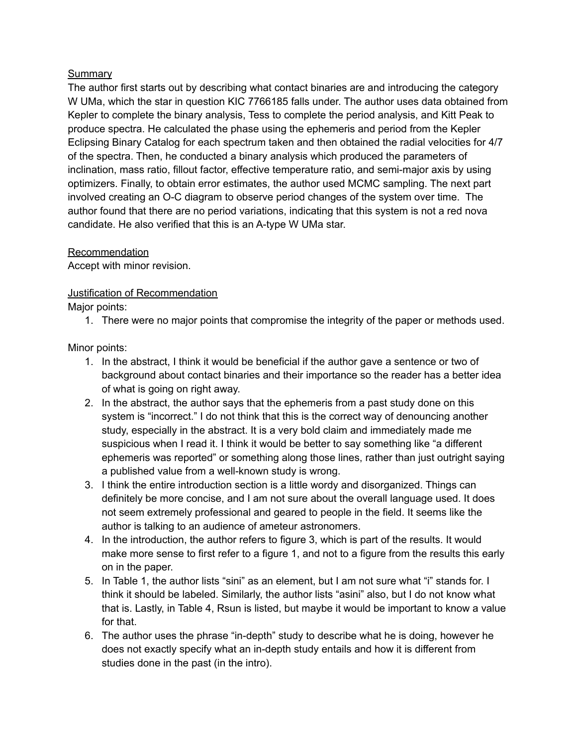Summary

The author first starts out by describing what contact binaries are and introducing the category W UMa, which the star in question KIC 7766185 falls under. The author uses data obtained from Kepler to complete the binary analysis, Tess to complete the period analysis, and Kitt Peak to produce spectra. He calculated the phase using the ephemeris and period from the Kepler Eclipsing Binary Catalog for each spectrum taken and then obtained the radial velocities for 4/7 of the spectra. Then, he conducted a binary analysis which produced the parameters of inclination, mass ratio, fillout factor, effective temperature ratio, and semi-major axis by using optimizers. Finally, to obtain error estimates, the author used MCMC sampling. The next part involved creating an O-C diagram to observe period changes of the system over time. The author found that there are no period variations, indicating that this system is not a red nova candidate. He also verified that this is an A-type W UMa star.

Recommendation

Accept with minor revision.

Justification of Recommendation

Major points:

1. There were no major points that compromise the integrity of the paper or methods used.

Minor points:

1. In the abstract, I think it would be beneficial if the author gave a sentence or two of background about contact binaries and their importance so the reader has a better idea of what is going on right away.
2. In the abstract, the author says that the ephemeris from a past study done on this system is "incorrect." I do not think that this is the correct way of denouncing another study, especially in the abstract. It is a very bold claim and immediately made me suspicious when I read it. I think it would be better to say something like "a different ephemeris was reported" or something along those lines, rather than just outright saying a published value from a well-known study is wrong.
3. I think the entire introduction section is a little wordy and disorganized. Things can definitely be more concise, and I am not sure about the overall language used. It does not seem extremely professional and geared to people in the field. It seems like the author is talking to an audience of ameteur astronomers.
4. In the introduction, the author refers to figure 3, which is part of the results. It would make more sense to first refer to a figure 1, and not to a figure from the results this early on in the paper.
5. In Table 1, the author lists "sini" as an element, but I am not sure what "i" stands for. I think it should be labeled. Similarly, the author lists "asini" also, but I do not know what that is. Lastly, in Table 4, Rsun is listed, but maybe it would be important to know a value for that.
6. The author uses the phrase "in-depth" study to describe what he is doing, however he does not exactly specify what an in-depth study entails and how it is different from studies done in the past (in the intro).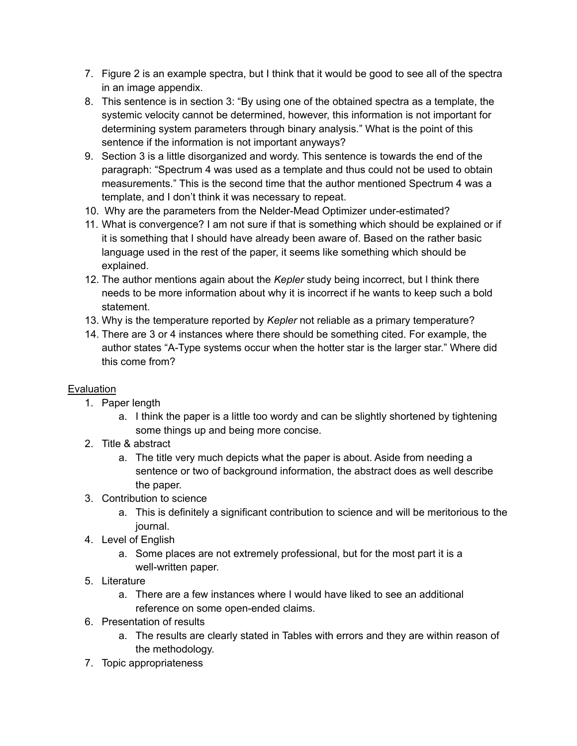7. Figure 2 is an example spectra, but I think that it would be good to see all of the spectra in an image appendix.
8. This sentence is in section 3: "By using one of the obtained spectra as a template, the systemic velocity cannot be determined, however, this information is not important for determining system parameters through binary analysis." What is the point of this sentence if the information is not important anyways?
9. Section 3 is a little disorganized and wordy. This sentence is towards the end of the paragraph: "Spectrum 4 was used as a template and thus could not be used to obtain measurements." This is the second time that the author mentioned Spectrum 4 was a template, and I don't think it was necessary to repeat.
10. Why are the parameters from the Nelder-Mead Optimizer under-estimated?
11. What is convergence? I am not sure if that is something which should be explained or if it is something that I should have already been aware of. Based on the rather basic language used in the rest of the paper, it seems like something which should be explained.
12. The author mentions again about the *Kepler* study being incorrect, but I think there needs to be more information about why it is incorrect if he wants to keep such a bold statement.
13. Why is the temperature reported by *Kepler* not reliable as a primary temperature?
14. There are 3 or 4 instances where there should be something cited. For example, the author states "A-Type systems occur when the hotter star is the larger star." Where did this come from?

<u>Evaluation</u>

1. Paper length
    a. I think the paper is a little too wordy and can be slightly shortened by tightening some things up and being more concise.
2. Title & abstract
    a. The title very much depicts what the paper is about. Aside from needing a sentence or two of background information, the abstract does as well describe the paper.
3. Contribution to science
    a. This is definitely a significant contribution to science and will be meritorious to the journal.
4. Level of English
    a. Some places are not extremely professional, but for the most part it is a well-written paper.
5. Literature
    a. There are a few instances where I would have liked to see an additional reference on some open-ended claims.
6. Presentation of results
    a. The results are clearly stated in Tables with errors and they are within reason of the methodology.
7. Topic appropriateness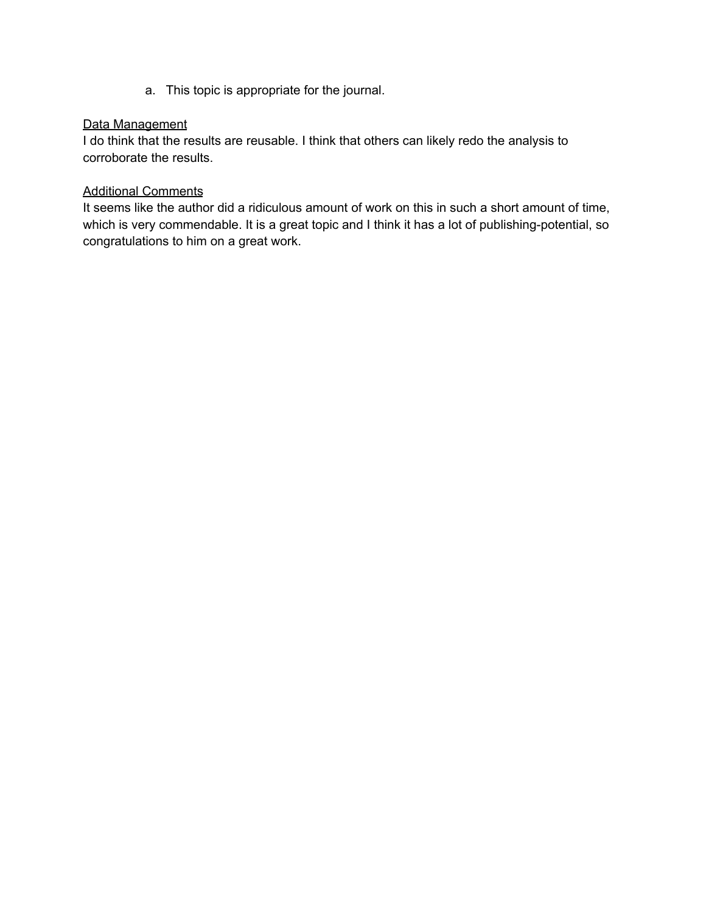a. This topic is appropriate for the journal.

<u>Data Management</u>

I do think that the results are reusable. I think that others can likely redo the analysis to corroborate the results.

<u>Additional Comments</u>

It seems like the author did a ridiculous amount of work on this in such a short amount of time, which is very commendable. It is a great topic and I think it has a lot of publishing-potential, so congratulations to him on a great work.